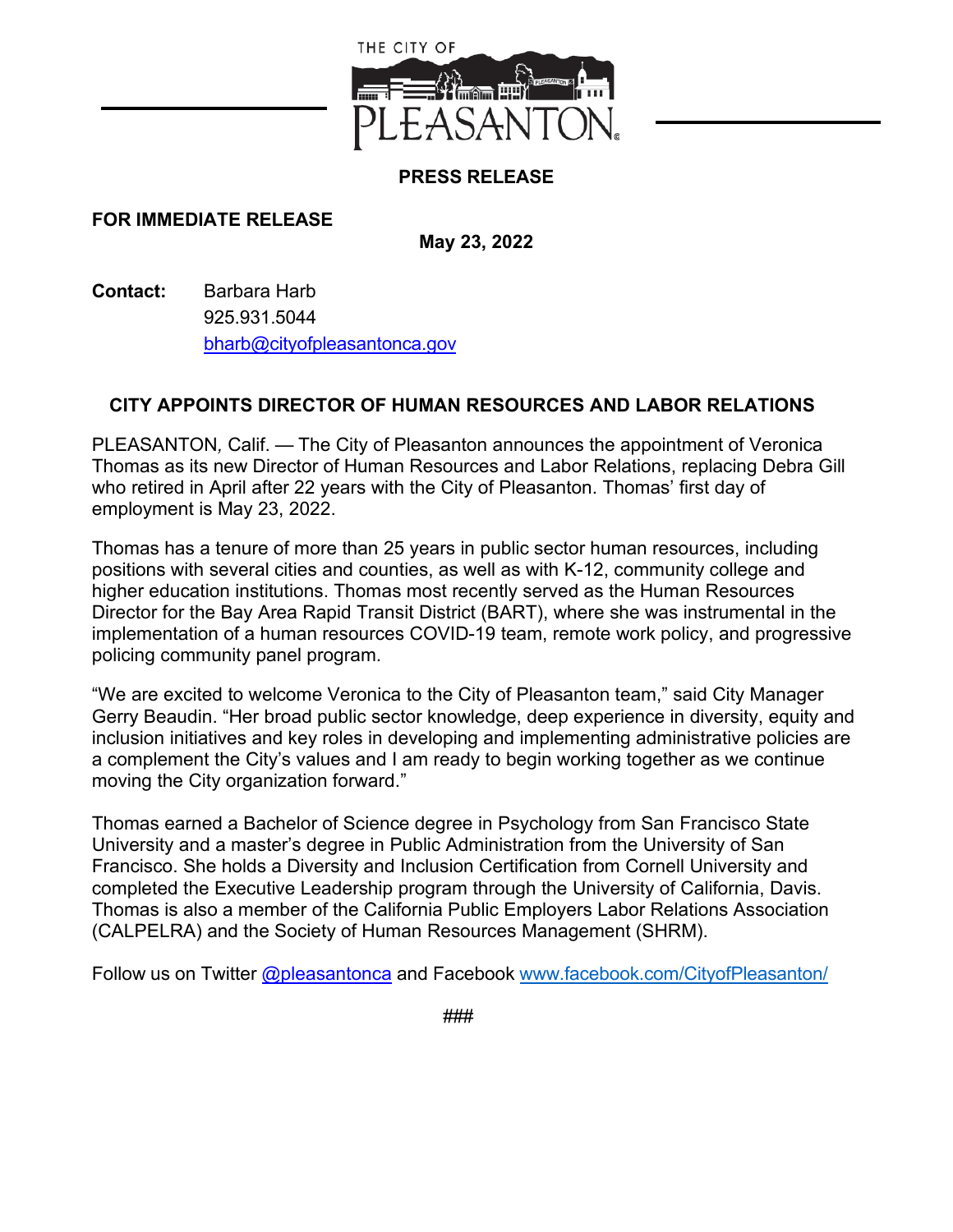THE CITY OF PLEASANTON

**PRESS RELEASE**

**FOR IMMEDIATE RELEASE**

**May 23, 2022**

**Contact:** Barbara Harb
925.931.5044
bharb@cityofpleasantonca.gov

## CITY APPOINTS DIRECTOR OF HUMAN RESOURCES AND LABOR RELATIONS

PLEASANTON, Calif. — The City of Pleasanton announces the appointment of Veronica Thomas as its new Director of Human Resources and Labor Relations, replacing Debra Gill who retired in April after 22 years with the City of Pleasanton. Thomas' first day of employment is May 23, 2022.

Thomas has a tenure of more than 25 years in public sector human resources, including positions with several cities and counties, as well as with K-12, community college and higher education institutions. Thomas most recently served as the Human Resources Director for the Bay Area Rapid Transit District (BART), where she was instrumental in the implementation of a human resources COVID-19 team, remote work policy, and progressive policing community panel program.

"We are excited to welcome Veronica to the City of Pleasanton team," said City Manager Gerry Beaudin. "Her broad public sector knowledge, deep experience in diversity, equity and inclusion initiatives and key roles in developing and implementing administrative policies are a complement the City's values and I am ready to begin working together as we continue moving the City organization forward."

Thomas earned a Bachelor of Science degree in Psychology from San Francisco State University and a master's degree in Public Administration from the University of San Francisco. She holds a Diversity and Inclusion Certification from Cornell University and completed the Executive Leadership program through the University of California, Davis. Thomas is also a member of the California Public Employers Labor Relations Association (CALPELRA) and the Society of Human Resources Management (SHRM).

Follow us on Twitter @pleasantonca and Facebook www.facebook.com/CityofPleasanton/

###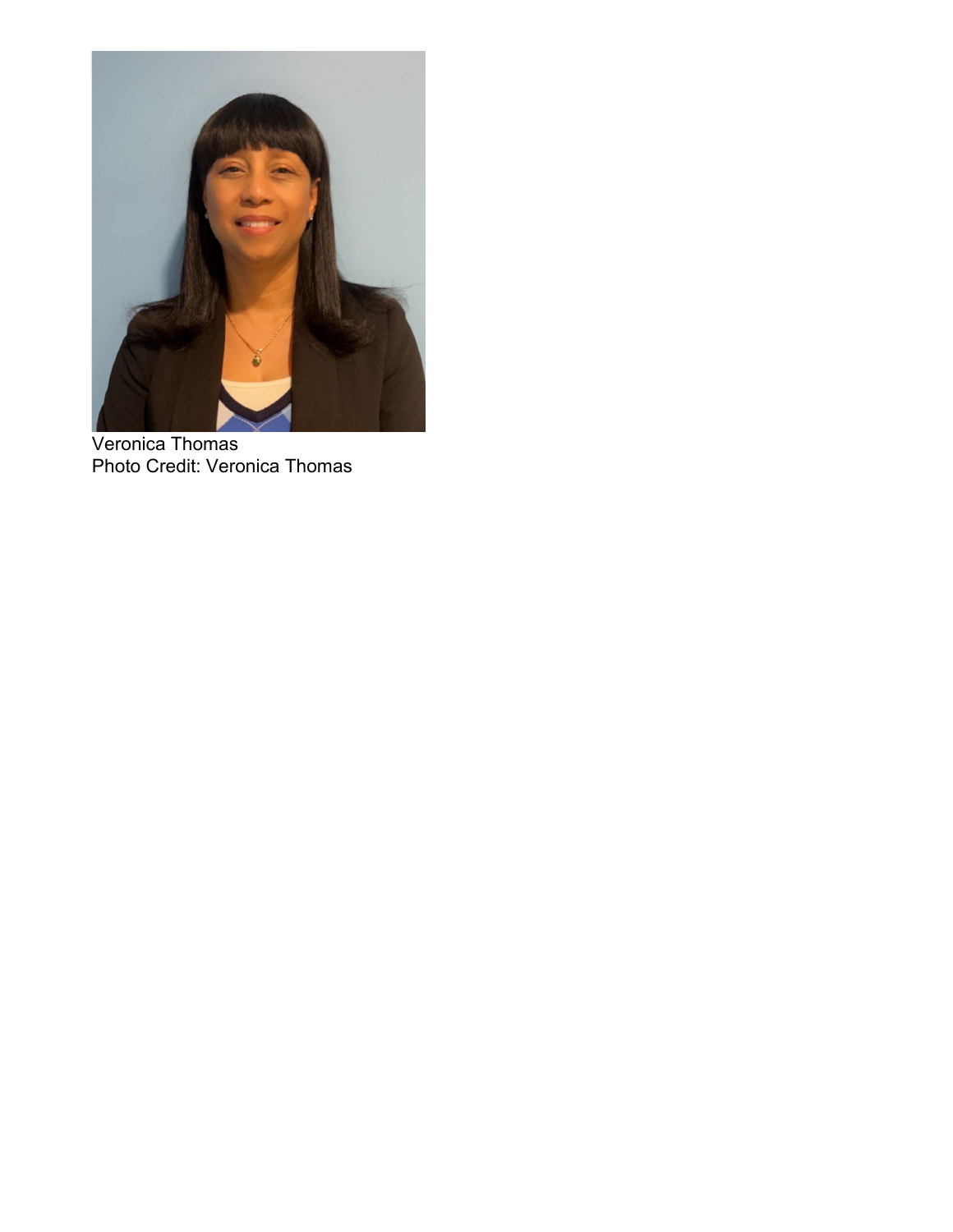Veronica Thomas
Photo Credit: Veronica Thomas